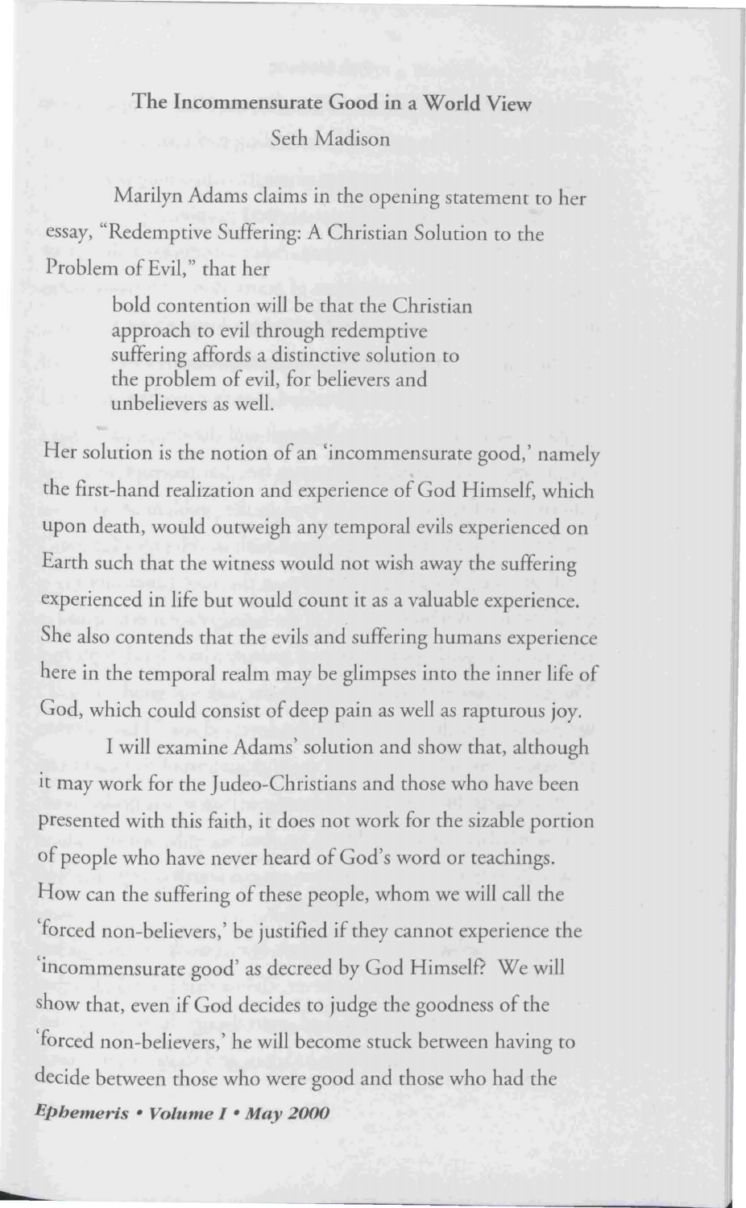# The Incommensurate Good in a World View

Seth Madison

Marilyn Adams claims in the opening statement to her essay, "Redemptive Suffering: A Christian Solution to the Problem of Evil," that her

> bold contention will be that the Christian approach to evil through redemptive suffering affords a distinctive solution to the problem of evil, for believers and unbelievers as well.

Her solution is the notion of an 'incommensurate good,' namely the first-hand realization and experience of God Himself, which upon death, would outweigh any temporal evils experienced on Earth such that the witness would not wish away the suffering experienced in life but would count it as a valuable experience. She also contends that the evils and suffering humans experience here in the temporal realm may be glimpses into the inner life of God, which could consist of deep pain as well as rapturous joy.

I will examine Adams' solution and show that, although it may work for the Judeo-Christians and those who have been presented with this faith, it does not work for the sizable portion of people who have never heard of God's word or teachings. How can the suffering of these people, whom we will call the 'forced non-believers,' be justified if they cannot experience the 'incommensurate good' as decreed by God Himself? We will show that, even if God decides to judge the goodness of the 'forced non-believers,' he will become stuck between having to decide between those who were good and those who had the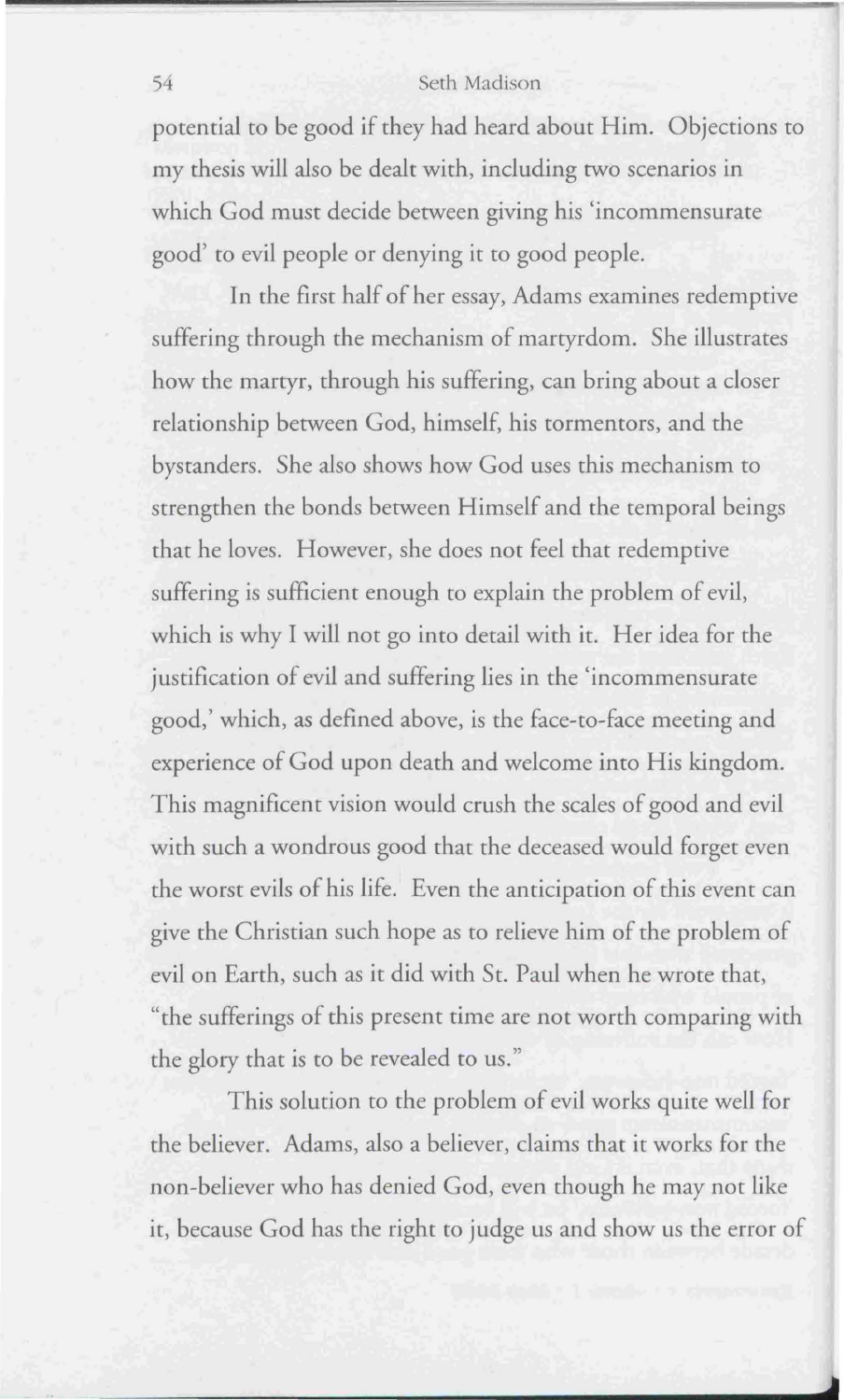potential to be good if they had heard about Him. Objections to my thesis will also be dealt with, including two scenarios in which God must decide between giving his 'incommensurate good' to evil people or denying it to good people.

In the first half of her essay, Adams examines redemptive suffering through the mechanism of martyrdom. She illustrates how the martyr, through his suffering, can bring about a closer relationship between God, himself, his tormentors, and the bystanders. She also shows how God uses this mechanism to strengthen the bonds between Himself and the temporal beings that he loves. However, she does not feel that redemptive suffering is sufficient enough to explain the problem of evil, which is why I will not go into detail with it. Her idea for the justification of evil and suffering lies in the 'incommensurate good,' which, as defined above, is the face-to-face meeting and experience of God upon death and welcome into His kingdom. This magnificent vision would crush the scales of good and evil with such a wondrous good that the deceased would forget even the worst evils of his life. Even the anticipation of this event can give the Christian such hope as to relieve him of the problem of evil on Earth, such as it did with St. Paul when he wrote that, "the sufferings of this present time are not worth comparing with the glory that is to be revealed to us."

This solution to the problem of evil works quite well for the believer. Adams, also a believer, claims that it works for the non-believer who has denied God, even though he may not like it, because God has the right to judge us and show us the error of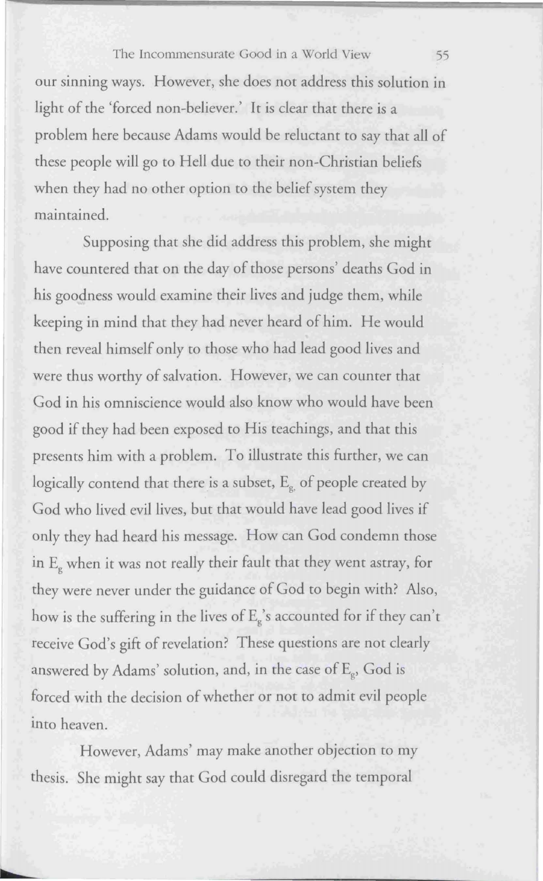our sinning ways. However, she does not address this solution in light of the 'forced non-believer.' It is clear that there is a problem here because Adams would be reluctant to say that all of these people will go to Hell due to their non-Christian beliefs when they had no other option to the belief system they maintained.

Supposing that she did address this problem, she might have countered that on the day of those persons' deaths God in his goodness would examine their lives and judge them, while keeping in mind that they had never heard of him. He would then reveal himself only to those who had lead good lives and were thus worthy of salvation. However, we can counter that God in his omniscience would also know who would have been good if they had been exposed to His teachings, and that this presents him with a problem. To illustrate this further, we can logically contend that there is a subset, $E_g$, of people created by God who lived evil lives, but that would have lead good lives if only they had heard his message. How can God condemn those in $E_g$ when it was not really their fault that they went astray, for they were never under the guidance of God to begin with? Also, how is the suffering in the lives of $E_g$'s accounted for if they can't receive God's gift of revelation? These questions are not clearly answered by Adams' solution, and, in the case of $E_g$, God is forced with the decision of whether or not to admit evil people into heaven.

However, Adams' may make another objection to my thesis. She might say that God could disregard the temporal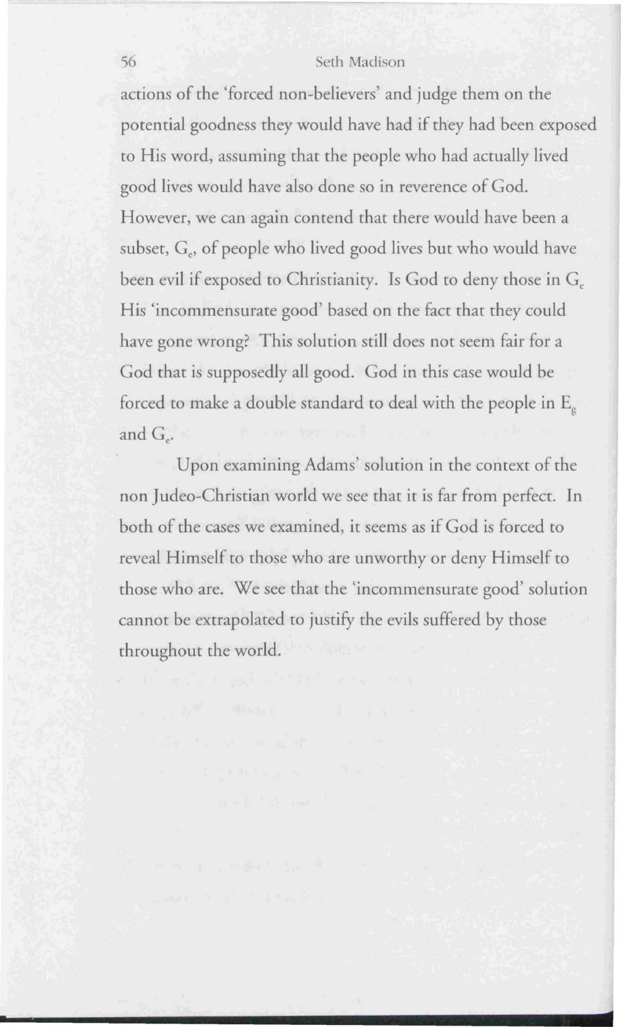actions of the 'forced non-believers' and judge them on the potential goodness they would have had if they had been exposed to His word, assuming that the people who had actually lived good lives would have also done so in reverence of God. However, we can again contend that there would have been a subset, $G_e$, of people who lived good lives but who would have been evil if exposed to Christianity. Is God to deny those in $G_e$ His 'incommensurate good' based on the fact that they could have gone wrong? This solution still does not seem fair for a God that is supposedly all good. God in this case would be forced to make a double standard to deal with the people in $E_g$ and $G_e$.

Upon examining Adams' solution in the context of the non Judeo-Christian world we see that it is far from perfect. In both of the cases we examined, it seems as if God is forced to reveal Himself to those who are unworthy or deny Himself to those who are. We see that the 'incommensurate good' solution cannot be extrapolated to justify the evils suffered by those throughout the world.